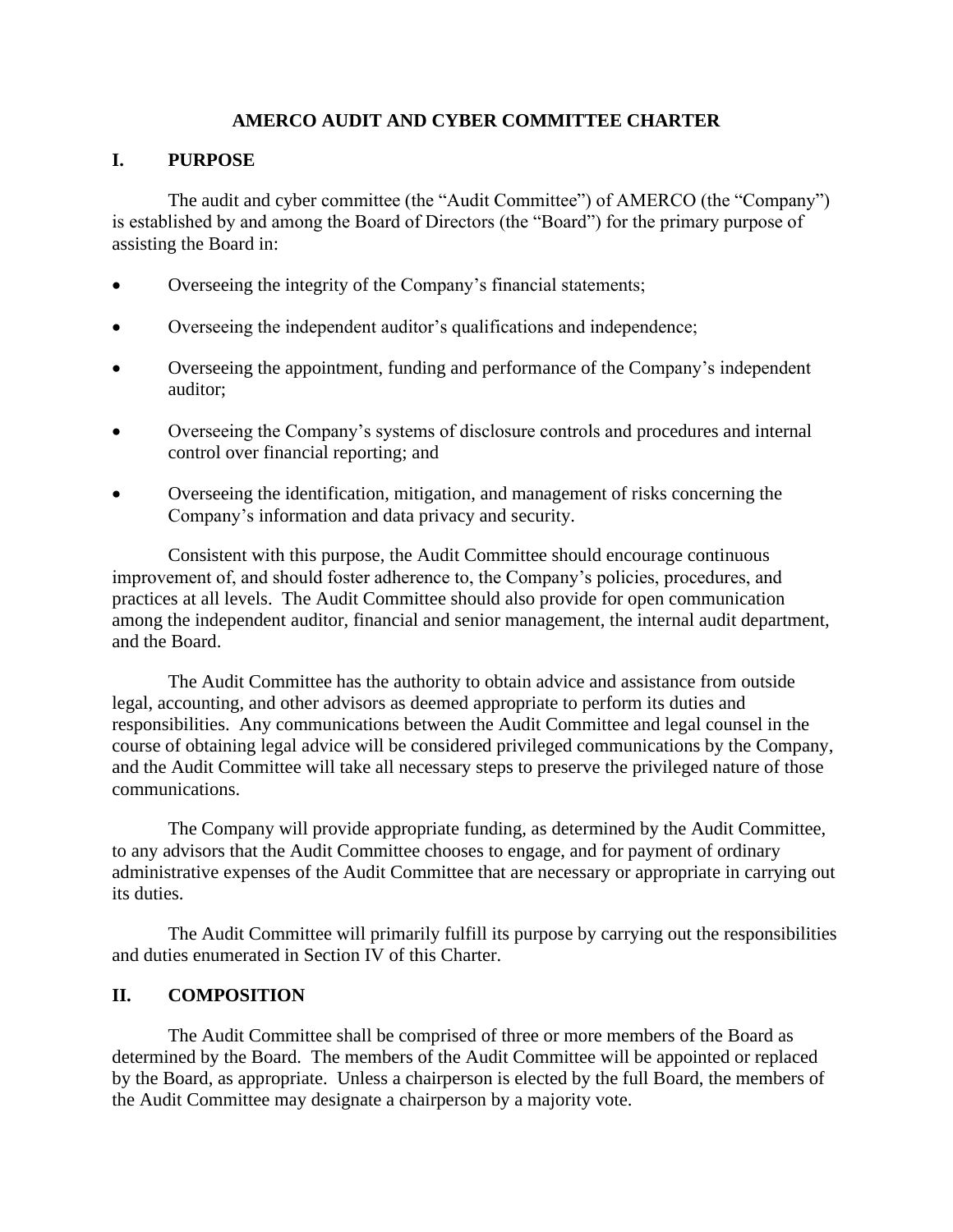# AMERCO AUDIT AND CYBER COMMITTEE CHARTER

## I. PURPOSE

The audit and cyber committee (the "Audit Committee") of AMERCO (the "Company") is established by and among the Board of Directors (the "Board") for the primary purpose of assisting the Board in:

- Overseeing the integrity of the Company's financial statements;
- Overseeing the independent auditor's qualifications and independence;
- Overseeing the appointment, funding and performance of the Company's independent auditor;
- Overseeing the Company's systems of disclosure controls and procedures and internal control over financial reporting; and
- Overseeing the identification, mitigation, and management of risks concerning the Company's information and data privacy and security.

Consistent with this purpose, the Audit Committee should encourage continuous improvement of, and should foster adherence to, the Company's policies, procedures, and practices at all levels. The Audit Committee should also provide for open communication among the independent auditor, financial and senior management, the internal audit department, and the Board.

The Audit Committee has the authority to obtain advice and assistance from outside legal, accounting, and other advisors as deemed appropriate to perform its duties and responsibilities. Any communications between the Audit Committee and legal counsel in the course of obtaining legal advice will be considered privileged communications by the Company, and the Audit Committee will take all necessary steps to preserve the privileged nature of those communications.

The Company will provide appropriate funding, as determined by the Audit Committee, to any advisors that the Audit Committee chooses to engage, and for payment of ordinary administrative expenses of the Audit Committee that are necessary or appropriate in carrying out its duties.

The Audit Committee will primarily fulfill its purpose by carrying out the responsibilities and duties enumerated in Section IV of this Charter.

## II. COMPOSITION

The Audit Committee shall be comprised of three or more members of the Board as determined by the Board. The members of the Audit Committee will be appointed or replaced by the Board, as appropriate. Unless a chairperson is elected by the full Board, the members of the Audit Committee may designate a chairperson by a majority vote.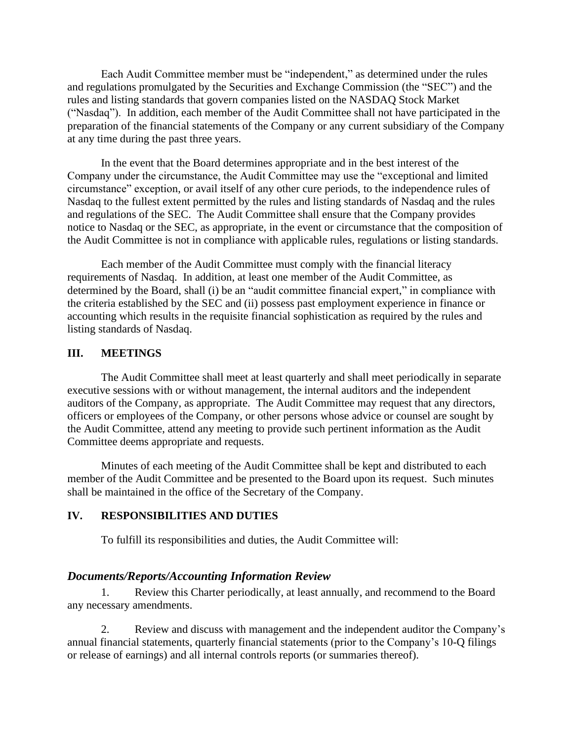Each Audit Committee member must be "independent," as determined under the rules and regulations promulgated by the Securities and Exchange Commission (the "SEC") and the rules and listing standards that govern companies listed on the NASDAQ Stock Market ("Nasdaq"). In addition, each member of the Audit Committee shall not have participated in the preparation of the financial statements of the Company or any current subsidiary of the Company at any time during the past three years.

In the event that the Board determines appropriate and in the best interest of the Company under the circumstance, the Audit Committee may use the "exceptional and limited circumstance" exception, or avail itself of any other cure periods, to the independence rules of Nasdaq to the fullest extent permitted by the rules and listing standards of Nasdaq and the rules and regulations of the SEC. The Audit Committee shall ensure that the Company provides notice to Nasdaq or the SEC, as appropriate, in the event or circumstance that the composition of the Audit Committee is not in compliance with applicable rules, regulations or listing standards.

Each member of the Audit Committee must comply with the financial literacy requirements of Nasdaq. In addition, at least one member of the Audit Committee, as determined by the Board, shall (i) be an "audit committee financial expert," in compliance with the criteria established by the SEC and (ii) possess past employment experience in finance or accounting which results in the requisite financial sophistication as required by the rules and listing standards of Nasdaq.

## III. MEETINGS

The Audit Committee shall meet at least quarterly and shall meet periodically in separate executive sessions with or without management, the internal auditors and the independent auditors of the Company, as appropriate. The Audit Committee may request that any directors, officers or employees of the Company, or other persons whose advice or counsel are sought by the Audit Committee, attend any meeting to provide such pertinent information as the Audit Committee deems appropriate and requests.

Minutes of each meeting of the Audit Committee shall be kept and distributed to each member of the Audit Committee and be presented to the Board upon its request. Such minutes shall be maintained in the office of the Secretary of the Company.

## IV. RESPONSIBILITIES AND DUTIES

To fulfill its responsibilities and duties, the Audit Committee will:

### *Documents/Reports/Accounting Information Review*

1. Review this Charter periodically, at least annually, and recommend to the Board any necessary amendments.

2. Review and discuss with management and the independent auditor the Company's annual financial statements, quarterly financial statements (prior to the Company's 10-Q filings or release of earnings) and all internal controls reports (or summaries thereof).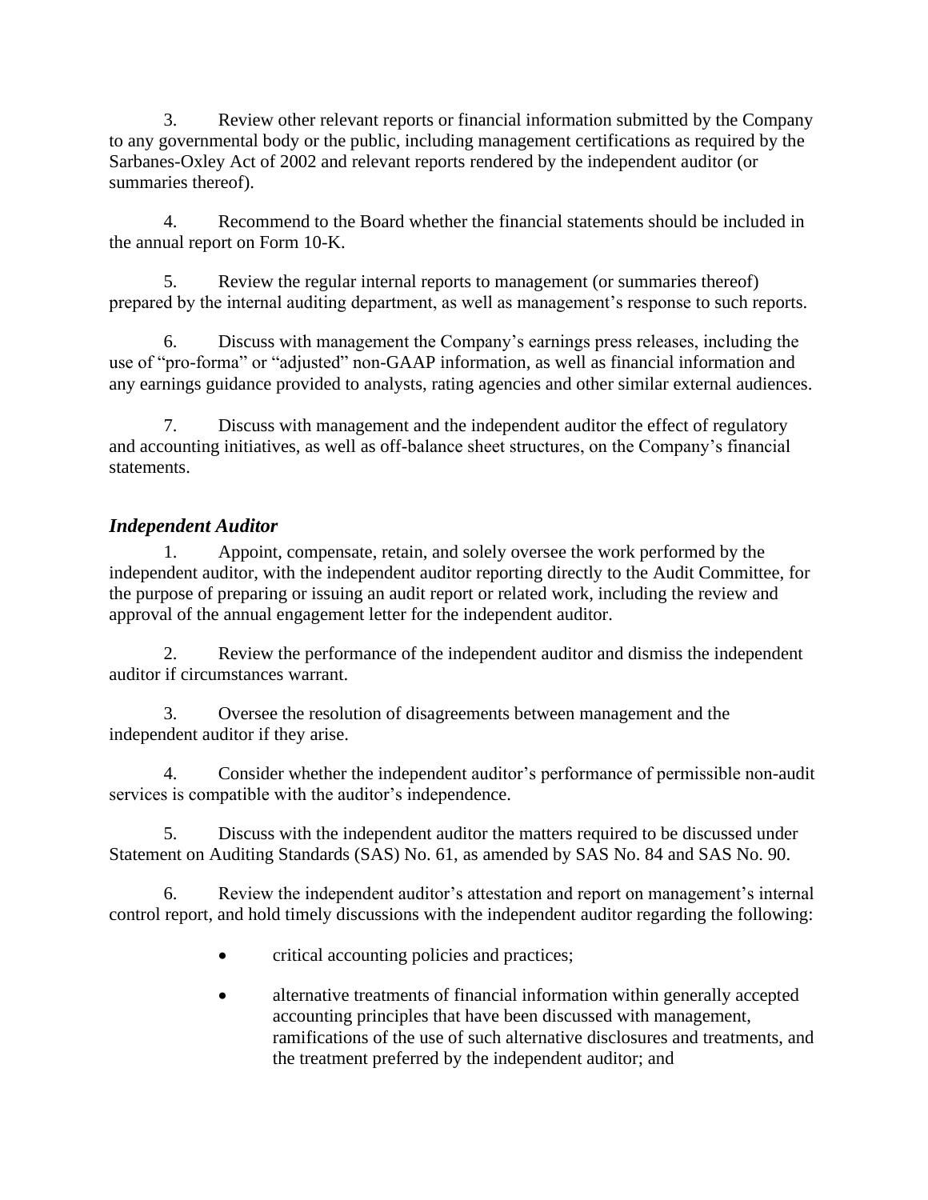3. Review other relevant reports or financial information submitted by the Company to any governmental body or the public, including management certifications as required by the Sarbanes-Oxley Act of 2002 and relevant reports rendered by the independent auditor (or summaries thereof).

4. Recommend to the Board whether the financial statements should be included in the annual report on Form 10-K.

5. Review the regular internal reports to management (or summaries thereof) prepared by the internal auditing department, as well as management's response to such reports.

6. Discuss with management the Company's earnings press releases, including the use of "pro-forma" or "adjusted" non-GAAP information, as well as financial information and any earnings guidance provided to analysts, rating agencies and other similar external audiences.

7. Discuss with management and the independent auditor the effect of regulatory and accounting initiatives, as well as off-balance sheet structures, on the Company's financial statements.

### *Independent Auditor*

1. Appoint, compensate, retain, and solely oversee the work performed by the independent auditor, with the independent auditor reporting directly to the Audit Committee, for the purpose of preparing or issuing an audit report or related work, including the review and approval of the annual engagement letter for the independent auditor.

2. Review the performance of the independent auditor and dismiss the independent auditor if circumstances warrant.

3. Oversee the resolution of disagreements between management and the independent auditor if they arise.

4. Consider whether the independent auditor's performance of permissible non-audit services is compatible with the auditor's independence.

5. Discuss with the independent auditor the matters required to be discussed under Statement on Auditing Standards (SAS) No. 61, as amended by SAS No. 84 and SAS No. 90.

6. Review the independent auditor's attestation and report on management's internal control report, and hold timely discussions with the independent auditor regarding the following:

- critical accounting policies and practices;
- alternative treatments of financial information within generally accepted accounting principles that have been discussed with management, ramifications of the use of such alternative disclosures and treatments, and the treatment preferred by the independent auditor; and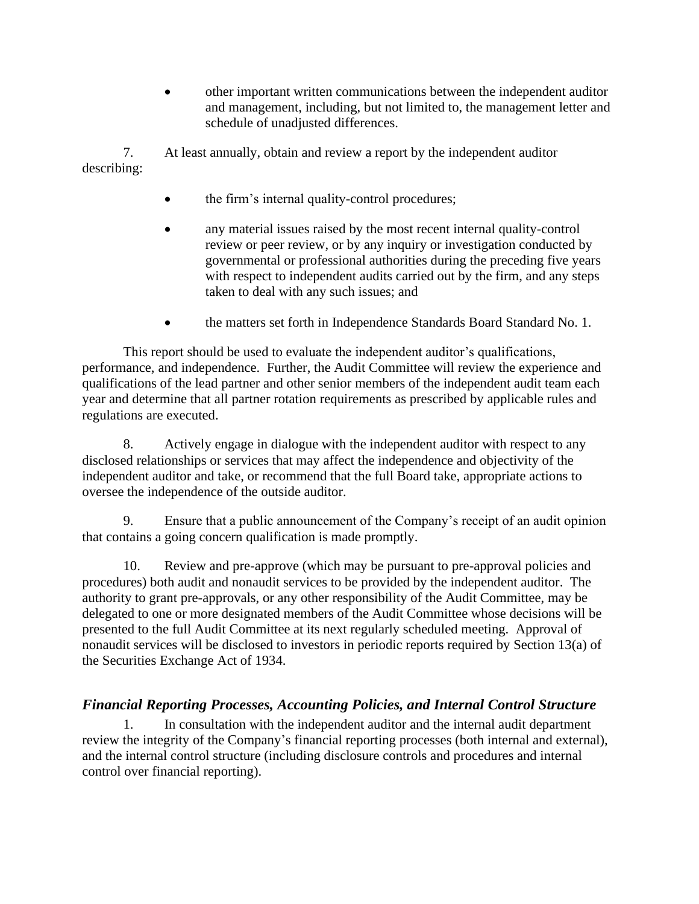- other important written communications between the independent auditor and management, including, but not limited to, the management letter and schedule of unadjusted differences.

7. At least annually, obtain and review a report by the independent auditor describing:

- the firm's internal quality-control procedures;
- any material issues raised by the most recent internal quality-control review or peer review, or by any inquiry or investigation conducted by governmental or professional authorities during the preceding five years with respect to independent audits carried out by the firm, and any steps taken to deal with any such issues; and
- the matters set forth in Independence Standards Board Standard No. 1.

This report should be used to evaluate the independent auditor's qualifications, performance, and independence. Further, the Audit Committee will review the experience and qualifications of the lead partner and other senior members of the independent audit team each year and determine that all partner rotation requirements as prescribed by applicable rules and regulations are executed.

8. Actively engage in dialogue with the independent auditor with respect to any disclosed relationships or services that may affect the independence and objectivity of the independent auditor and take, or recommend that the full Board take, appropriate actions to oversee the independence of the outside auditor.

9. Ensure that a public announcement of the Company's receipt of an audit opinion that contains a going concern qualification is made promptly.

10. Review and pre-approve (which may be pursuant to pre-approval policies and procedures) both audit and nonaudit services to be provided by the independent auditor. The authority to grant pre-approvals, or any other responsibility of the Audit Committee, may be delegated to one or more designated members of the Audit Committee whose decisions will be presented to the full Audit Committee at its next regularly scheduled meeting. Approval of nonaudit services will be disclosed to investors in periodic reports required by Section 13(a) of the Securities Exchange Act of 1934.

### *Financial Reporting Processes, Accounting Policies, and Internal Control Structure*

1. In consultation with the independent auditor and the internal audit department review the integrity of the Company's financial reporting processes (both internal and external), and the internal control structure (including disclosure controls and procedures and internal control over financial reporting).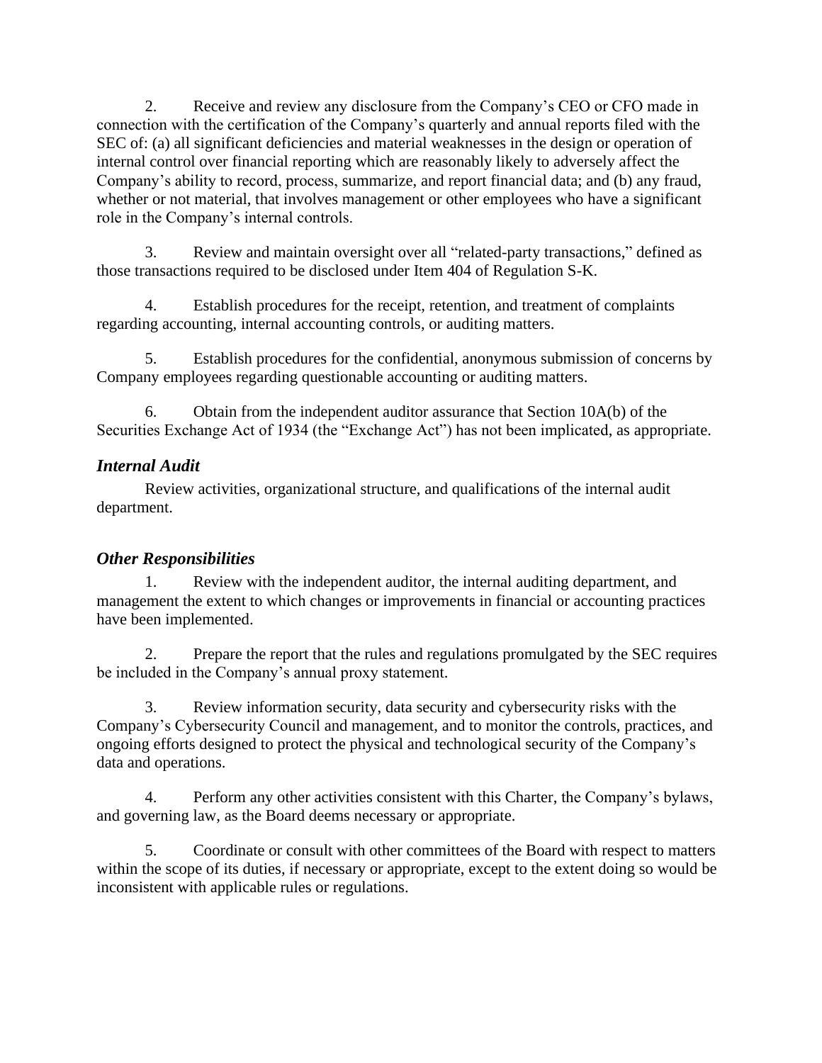2. Receive and review any disclosure from the Company's CEO or CFO made in connection with the certification of the Company's quarterly and annual reports filed with the SEC of: (a) all significant deficiencies and material weaknesses in the design or operation of internal control over financial reporting which are reasonably likely to adversely affect the Company's ability to record, process, summarize, and report financial data; and (b) any fraud, whether or not material, that involves management or other employees who have a significant role in the Company's internal controls.

3. Review and maintain oversight over all "related-party transactions," defined as those transactions required to be disclosed under Item 404 of Regulation S-K.

4. Establish procedures for the receipt, retention, and treatment of complaints regarding accounting, internal accounting controls, or auditing matters.

5. Establish procedures for the confidential, anonymous submission of concerns by Company employees regarding questionable accounting or auditing matters.

6. Obtain from the independent auditor assurance that Section 10A(b) of the Securities Exchange Act of 1934 (the "Exchange Act") has not been implicated, as appropriate.

### *Internal Audit*

Review activities, organizational structure, and qualifications of the internal audit department.

### *Other Responsibilities*

1. Review with the independent auditor, the internal auditing department, and management the extent to which changes or improvements in financial or accounting practices have been implemented.

2. Prepare the report that the rules and regulations promulgated by the SEC requires be included in the Company's annual proxy statement.

3. Review information security, data security and cybersecurity risks with the Company's Cybersecurity Council and management, and to monitor the controls, practices, and ongoing efforts designed to protect the physical and technological security of the Company's data and operations.

4. Perform any other activities consistent with this Charter, the Company's bylaws, and governing law, as the Board deems necessary or appropriate.

5. Coordinate or consult with other committees of the Board with respect to matters within the scope of its duties, if necessary or appropriate, except to the extent doing so would be inconsistent with applicable rules or regulations.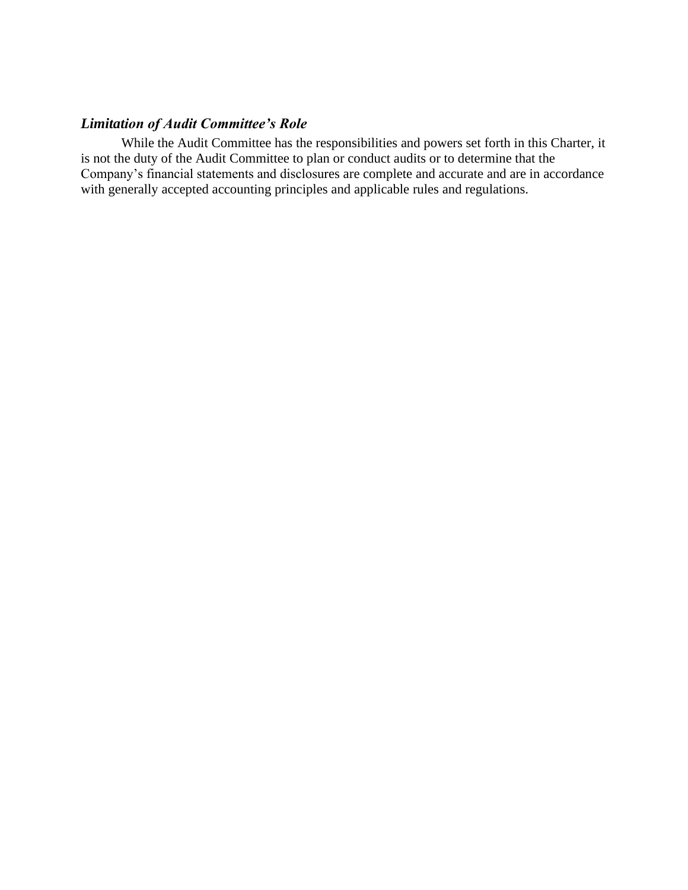### ***Limitation of Audit Committee's Role***

While the Audit Committee has the responsibilities and powers set forth in this Charter, it is not the duty of the Audit Committee to plan or conduct audits or to determine that the Company's financial statements and disclosures are complete and accurate and are in accordance with generally accepted accounting principles and applicable rules and regulations.